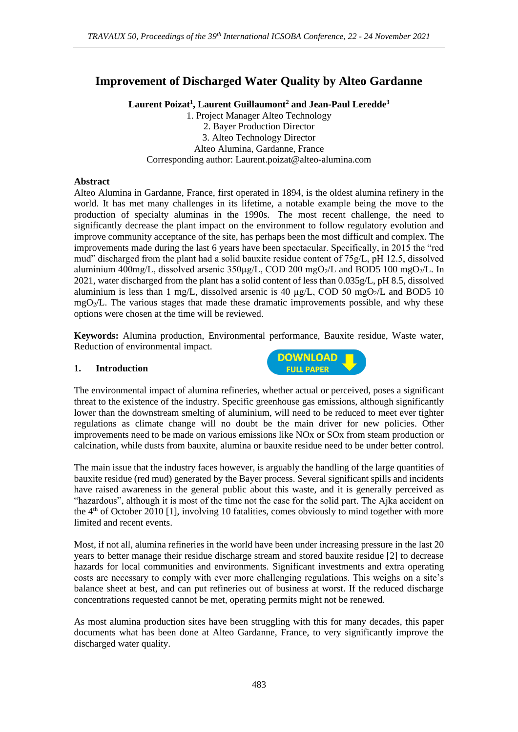# Improvement of Discharged Water Quality by Alteo Gardanne

**Laurent Poizat[1], Laurent Guillaumont[2] and Jean-Paul Leredde[3]**

1. Project Manager Alteo Technology
2. Bayer Production Director
3. Alteo Technology Director

Alteo Alumina, Gardanne, France

Corresponding author: Laurent.poizat@alteo-alumina.com

## Abstract

Alteo Alumina in Gardanne, France, first operated in 1894, is the oldest alumina refinery in the world. It has met many challenges in its lifetime, a notable example being the move to the production of specialty aluminas in the 1990s. The most recent challenge, the need to significantly decrease the plant impact on the environment to follow regulatory evolution and improve community acceptance of the site, has perhaps been the most difficult and complex. The improvements made during the last 6 years have been spectacular. Specifically, in 2015 the "red mud" discharged from the plant had a solid bauxite residue content of 75g/L, pH 12.5, dissolved aluminium 400mg/L, dissolved arsenic 350µg/L, COD 200 $mgO_2/L$ and BOD5 100 $mgO_2/L$. In 2021, water discharged from the plant has a solid content of less than 0.035g/L, pH 8.5, dissolved aluminium is less than 1 mg/L, dissolved arsenic is 40 µg/L, COD 50 $mgO_2/L$ and BOD5 10 $mgO_2/L$. The various stages that made these dramatic improvements possible, and why these options were chosen at the time will be reviewed.

**Keywords:** Alumina production, Environmental performance, Bauxite residue, Waste water, Reduction of environmental impact.

## 1. Introduction

The environmental impact of alumina refineries, whether actual or perceived, poses a significant threat to the existence of the industry. Specific greenhouse gas emissions, although significantly lower than the downstream smelting of aluminium, will need to be reduced to meet ever tighter regulations as climate change will no doubt be the main driver for new policies. Other improvements need to be made on various emissions like NOx or SOx from steam production or calcination, while dusts from bauxite, alumina or bauxite residue need to be under better control.

The main issue that the industry faces however, is arguably the handling of the large quantities of bauxite residue (red mud) generated by the Bayer process. Several significant spills and incidents have raised awareness in the general public about this waste, and it is generally perceived as "hazardous", although it is most of the time not the case for the solid part. The Ajka accident on the 4th of October 2010 [1], involving 10 fatalities, comes obviously to mind together with more limited and recent events.

Most, if not all, alumina refineries in the world have been under increasing pressure in the last 20 years to better manage their residue discharge stream and stored bauxite residue [2] to decrease hazards for local communities and environments. Significant investments and extra operating costs are necessary to comply with ever more challenging regulations. This weighs on a site's balance sheet at best, and can put refineries out of business at worst. If the reduced discharge concentrations requested cannot be met, operating permits might not be renewed.

As most alumina production sites have been struggling with this for many decades, this paper documents what has been done at Alteo Gardanne, France, to very significantly improve the discharged water quality.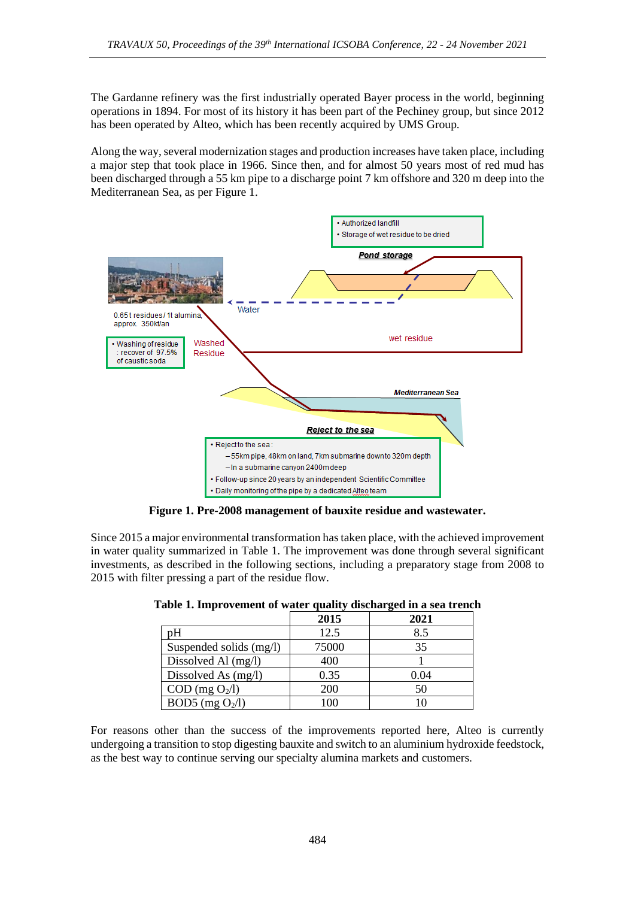The Gardanne refinery was the first industrially operated Bayer process in the world, beginning operations in 1894. For most of its history it has been part of the Pechiney group, but since 2012 has been operated by Alteo, which has been recently acquired by UMS Group.

Along the way, several modernization stages and production increases have taken place, including a major step that took place in 1966. Since then, and for almost 50 years most of red mud has been discharged through a 55 km pipe to a discharge point 7 km offshore and 320 m deep into the Mediterranean Sea, as per Figure 1.

**Figure 1. Pre-2008 management of bauxite residue and wastewater.**

Since 2015 a major environmental transformation has taken place, with the achieved improvement in water quality summarized in Table 1. The improvement was done through several significant investments, as described in the following sections, including a preparatory stage from 2008 to 2015 with filter pressing a part of the residue flow.

**Table 1. Improvement of water quality discharged in a sea trench**

| | 2015 | 2021 |
|---|---|---|
| pH | 12.5 | 8.5 |
| Suspended solids (mg/l) | 75000 | 35 |
| Dissolved Al (mg/l) | 400 | 1 |
| Dissolved As (mg/l) | 0.35 | 0.04 |
| COD (mg $O_2$/l) | 200 | 50 |
| BOD5 (mg $O_2$/l) | 100 | 10 |

For reasons other than the success of the improvements reported here, Alteo is currently undergoing a transition to stop digesting bauxite and switch to an aluminium hydroxide feedstock, as the best way to continue serving our specialty alumina markets and customers.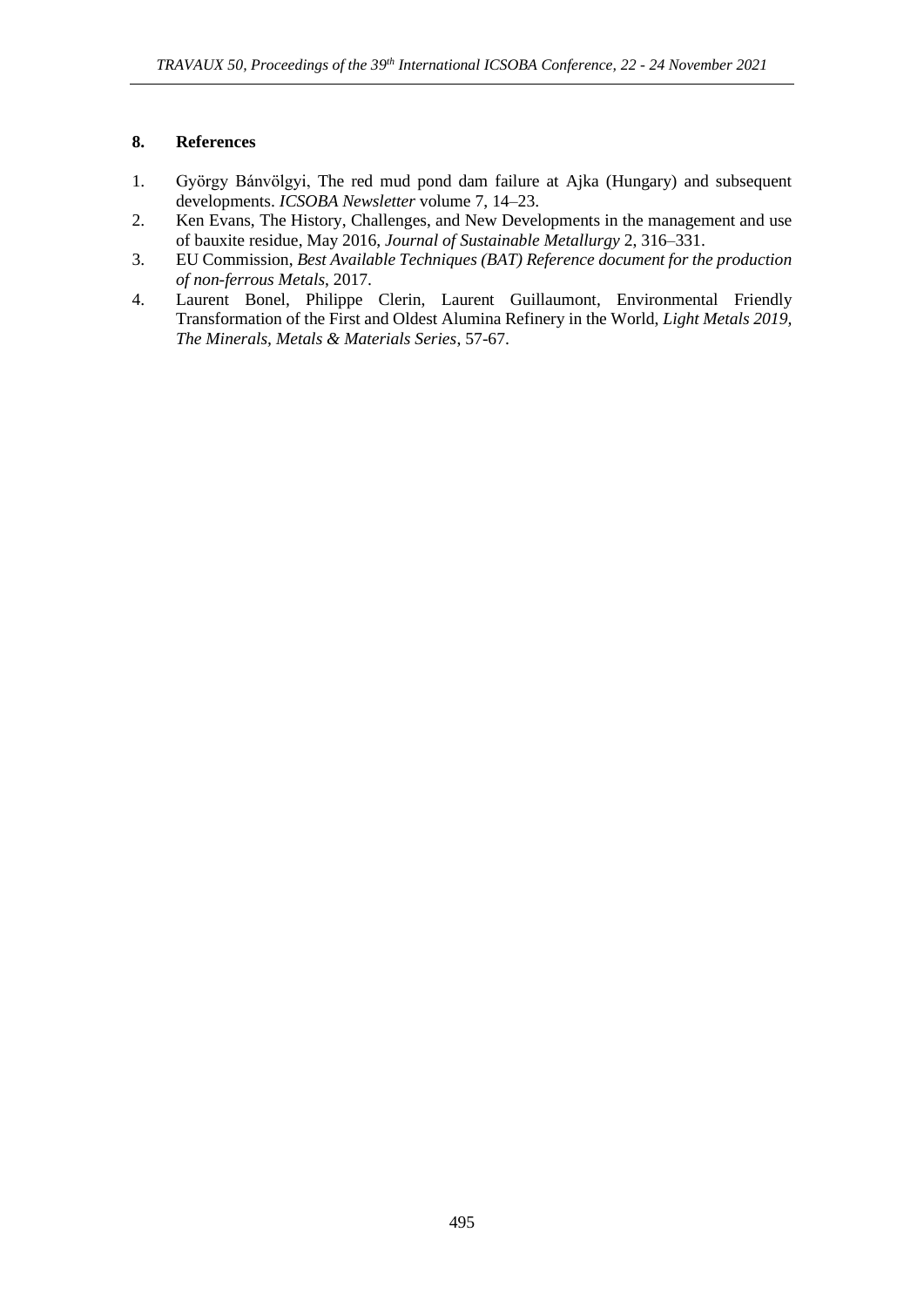## 8. References

1. György Bánvölgyi, The red mud pond dam failure at Ajka (Hungary) and subsequent developments. *ICSOBA Newsletter* volume 7, 14–23.
2. Ken Evans, The History, Challenges, and New Developments in the management and use of bauxite residue, May 2016, *Journal of Sustainable Metallurgy* 2, 316–331.
3. EU Commission, *Best Available Techniques (BAT) Reference document for the production of non-ferrous Metals*, 2017.
4. Laurent Bonel, Philippe Clerin, Laurent Guillaumont, Environmental Friendly Transformation of the First and Oldest Alumina Refinery in the World, *Light Metals 2019, The Minerals, Metals & Materials Series*, 57-67.